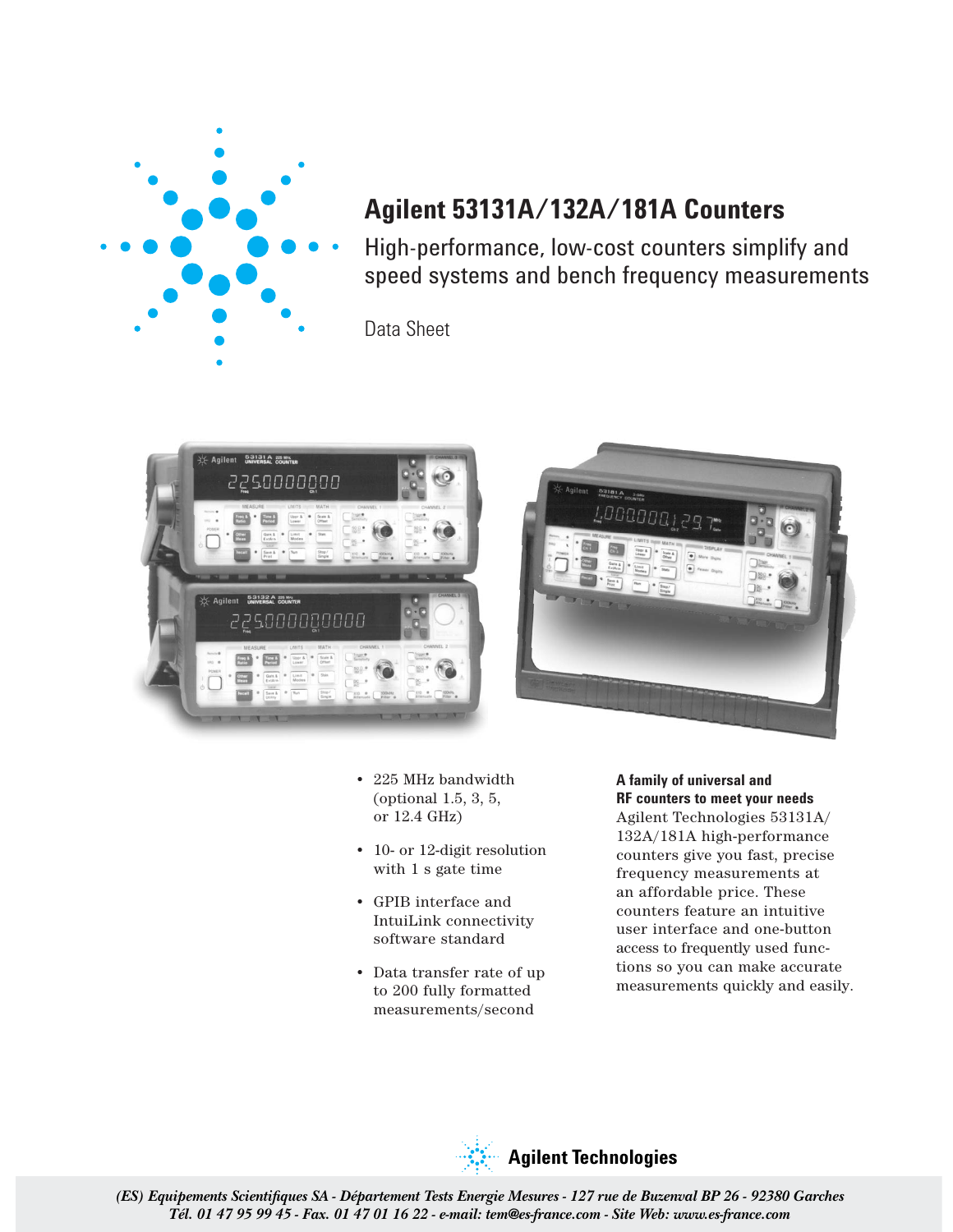# Agilent 53131A/132A/181A Counters

High-performance, low-cost counters simplify and speed systems and bench frequency measurements

Data Sheet

- 225 MHz bandwidth (optional 1.5, 3, 5, or 12.4 GHz)
- 10- or 12-digit resolution with 1 s gate time
- GPIB interface and IntuiLink connectivity software standard
- Data transfer rate of up to 200 fully formatted measurements/second

**A family of universal and RF counters to meet your needs**

Agilent Technologies 53131A/132A/181A high-performance counters give you fast, precise frequency measurements at an affordable price. These counters feature an intuitive user interface and one-button access to frequently used functions so you can make accurate measurements quickly and easily.

**Agilent Technologies**

*(ES) Equipements Scientifiques SA - Département Tests Energie Mesures - 127 rue de Buzenval BP 26 - 92380 Garches*
*Tél. 01 47 95 99 45 - Fax. 01 47 01 16 22 - e-mail: tem@es-france.com - Site Web: www.es-france.com*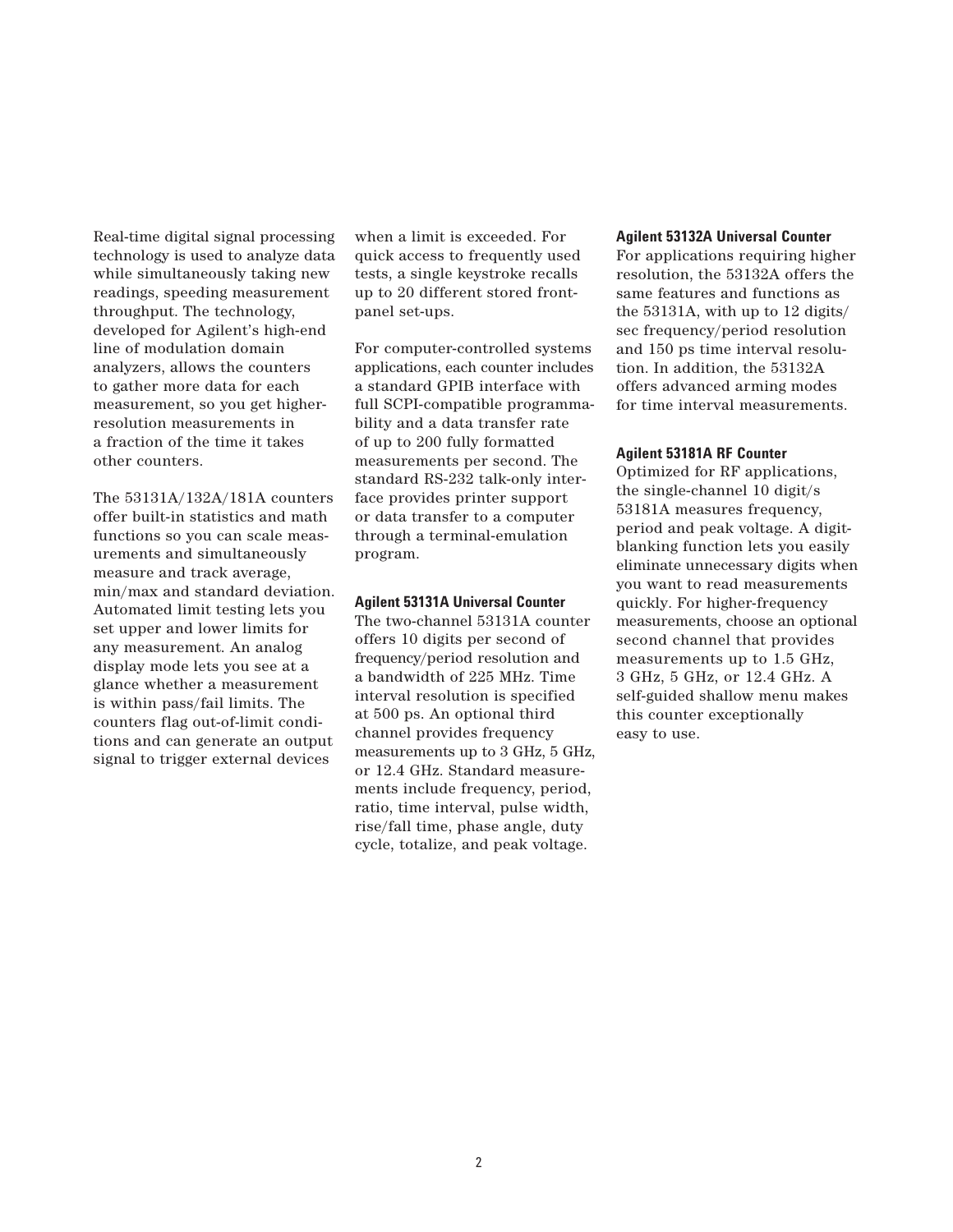Real-time digital signal processing technology is used to analyze data while simultaneously taking new readings, speeding measurement throughput. The technology, developed for Agilent's high-end line of modulation domain analyzers, allows the counters to gather more data for each measurement, so you get higher-resolution measurements in a fraction of the time it takes other counters.

The 53131A/132A/181A counters offer built-in statistics and math functions so you can scale measurements and simultaneously measure and track average, min/max and standard deviation. Automated limit testing lets you set upper and lower limits for any measurement. An analog display mode lets you see at a glance whether a measurement is within pass/fail limits. The counters flag out-of-limit conditions and can generate an output signal to trigger external devices when a limit is exceeded. For quick access to frequently used tests, a single keystroke recalls up to 20 different stored front-panel set-ups.

For computer-controlled systems applications, each counter includes a standard GPIB interface with full SCPI-compatible programmability and a data transfer rate of up to 200 fully formatted measurements per second. The standard RS-232 talk-only interface provides printer support or data transfer to a computer through a terminal-emulation program.

**Agilent 53131A Universal Counter**

The two-channel 53131A counter offers 10 digits per second of frequency/period resolution and a bandwidth of 225 MHz. Time interval resolution is specified at 500 ps. An optional third channel provides frequency measurements up to 3 GHz, 5 GHz, or 12.4 GHz. Standard measurements include frequency, period, ratio, time interval, pulse width, rise/fall time, phase angle, duty cycle, totalize, and peak voltage.

**Agilent 53132A Universal Counter**

For applications requiring higher resolution, the 53132A offers the same features and functions as the 53131A, with up to 12 digits/sec frequency/period resolution and 150 ps time interval resolution. In addition, the 53132A offers advanced arming modes for time interval measurements.

**Agilent 53181A RF Counter**

Optimized for RF applications, the single-channel 10 digit/s 53181A measures frequency, period and peak voltage. A digit-blanking function lets you easily eliminate unnecessary digits when you want to read measurements quickly. For higher-frequency measurements, choose an optional second channel that provides measurements up to 1.5 GHz, 3 GHz, 5 GHz, or 12.4 GHz. A self-guided shallow menu makes this counter exceptionally easy to use.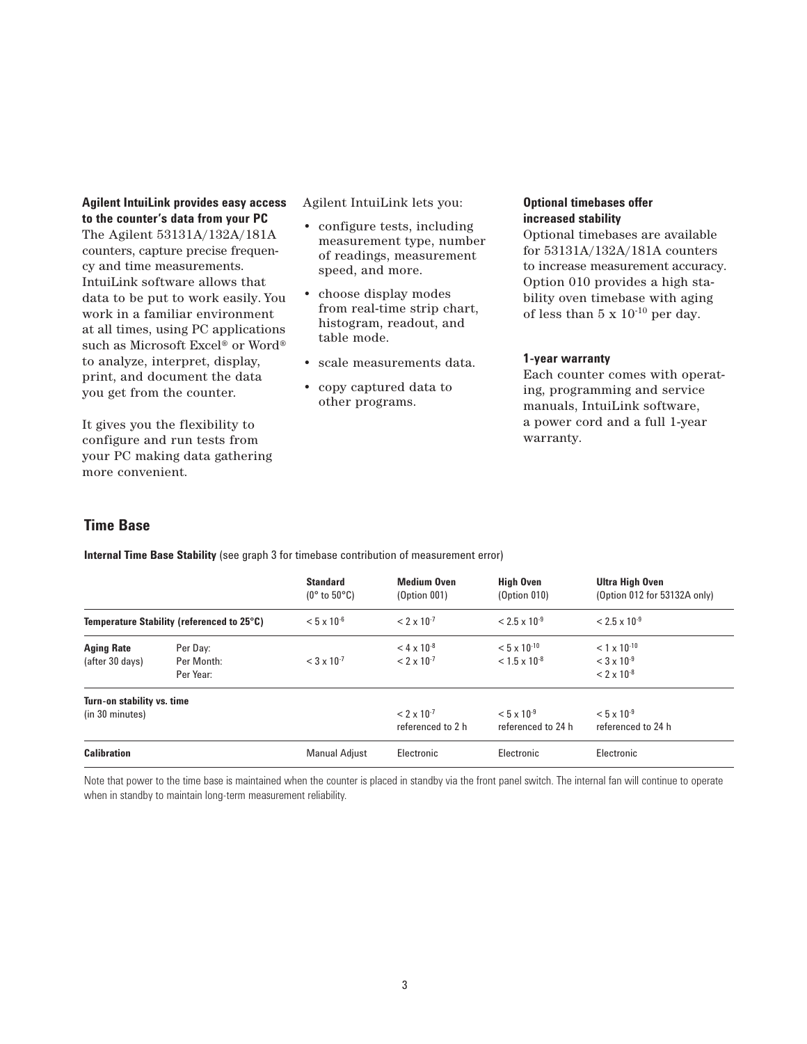**Agilent IntuiLink provides easy access to the counter's data from your PC**

The Agilent 53131A/132A/181A counters, capture precise frequency and time measurements. IntuiLink software allows that data to be put to work easily. You work in a familiar environment at all times, using PC applications such as Microsoft Excel® or Word® to analyze, interpret, display, print, and document the data you get from the counter.

It gives you the flexibility to configure and run tests from your PC making data gathering more convenient.

Agilent IntuiLink lets you:

- configure tests, including measurement type, number of readings, measurement speed, and more.
- choose display modes from real-time strip chart, histogram, readout, and table mode.
- scale measurements data.
- copy captured data to other programs.

**Optional timebases offer increased stability**

Optional timebases are available for 53131A/132A/181A counters to increase measurement accuracy. Option 010 provides a high stability oven timebase with aging of less than $5 \times 10^{-10}$ per day.

**1-year warranty**

Each counter comes with operating, programming and service manuals, IntuiLink software, a power cord and a full 1-year warranty.

## Time Base

**Internal Time Base Stability** (see graph 3 for timebase contribution of measurement error)

| | | Standard (0° to 50°C) | Medium Oven (Option 001) | High Oven (Option 010) | Ultra High Oven (Option 012 for 53132A only) |
|---|---|---|---|---|---|
| **Temperature Stability (referenced to 25°C)** | | $< 5 \times 10^{-6}$ | $< 2 \times 10^{-7}$ | $< 2.5 \times 10^{-9}$ | $< 2.5 \times 10^{-9}$ |
| **Aging Rate** (after 30 days) | Per Day: | | $< 4 \times 10^{-8}$ | $< 5 \times 10^{-10}$ | $< 1 \times 10^{-10}$ |
| | Per Month: | $< 3 \times 10^{-7}$ | $< 2 \times 10^{-7}$ | $< 1.5 \times 10^{-8}$ | $< 3 \times 10^{-9}$ |
| | Per Year: | | | | $< 2 \times 10^{-8}$ |
| **Turn-on stability vs. time** (in 30 minutes) | | | $< 2 \times 10^{-7}$ referenced to 2 h | $< 5 \times 10^{-9}$ referenced to 24 h | $< 5 \times 10^{-9}$ referenced to 24 h |
| **Calibration** | | Manual Adjust | Electronic | Electronic | Electronic |

Note that power to the time base is maintained when the counter is placed in standby via the front panel switch. The internal fan will continue to operate when in standby to maintain long-term measurement reliability.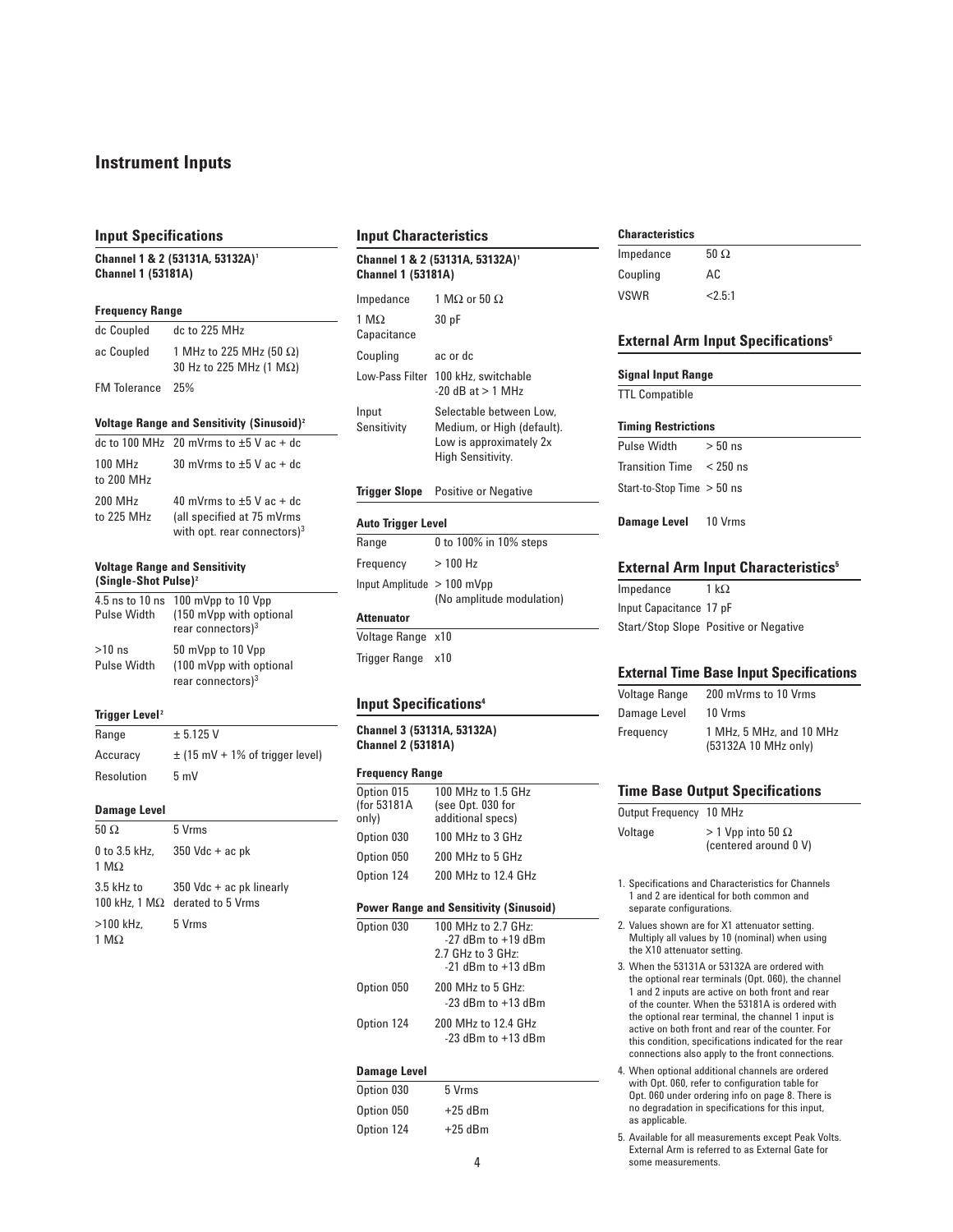# Instrument Inputs

## Input Specifications

**Channel 1 & 2 (53131A, 53132A)[1]**
**Channel 1 (53181A)**

### Frequency Range

| | |
|---|---|
| dc Coupled | dc to 225 MHz |
| ac Coupled | 1 MHz to 225 MHz (50 Ω)<br>30 Hz to 225 MHz (1 MΩ) |
| FM Tolerance | 25% |

### Voltage Range and Sensitivity (Sinusoid)[2]

| | |
|---|---|
| dc to 100 MHz | 20 mVrms to ±5 V ac + dc |
| 100 MHz to 200 MHz | 30 mVrms to ±5 V ac + dc |
| 200 MHz to 225 MHz | 40 mVrms to ±5 V ac + dc (all specified at 75 mVrms with opt. rear connectors)[3] |

### Voltage Range and Sensitivity (Single-Shot Pulse)[2]

| | |
|---|---|
| 4.5 ns to 10 ns Pulse Width | 100 mVpp to 10 Vpp (150 mVpp with optional rear connectors)[3] |
| >10 ns Pulse Width | 50 mVpp to 10 Vpp (100 mVpp with optional rear connectors)[3] |

### Trigger Level[2]

| | |
|---|---|
| Range | ± 5.125 V |
| Accuracy | ± (15 mV + 1% of trigger level) |
| Resolution | 5 mV |

### Damage Level

| | |
|---|---|
| 50 Ω | 5 Vrms |
| 0 to 3.5 kHz, 1 MΩ | 350 Vdc + ac pk |
| 3.5 kHz to 100 kHz, 1 MΩ | 350 Vdc + ac pk linearly derated to 5 Vrms |
| >100 kHz, 1 MΩ | 5 Vrms |

## Input Characteristics

**Channel 1 & 2 (53131A, 53132A)[1]**
**Channel 1 (53181A)**

| | |
|---|---|
| Impedance | 1 MΩ or 50 Ω |
| 1 MΩ Capacitance | 30 pF |
| Coupling | ac or dc |
| Low-Pass Filter | 100 kHz, switchable -20 dB at > 1 MHz |
| Input Sensitivity | Selectable between Low, Medium, or High (default). Low is approximately 2x High Sensitivity. |
| **Trigger Slope** | Positive or Negative |

### Auto Trigger Level

| | |
|---|---|
| Range | 0 to 100% in 10% steps |
| Frequency | > 100 Hz |
| Input Amplitude | > 100 mVpp (No amplitude modulation) |

### Attenuator

| | |
|---|---|
| Voltage Range | x10 |
| Trigger Range | x10 |

## Input Specifications[4]

**Channel 3 (53131A, 53132A)**
**Channel 2 (53181A)**

### Frequency Range

| | |
|---|---|
| Option 015 (for 53181A only) | 100 MHz to 1.5 GHz (see Opt. 030 for additional specs) |
| Option 030 | 100 MHz to 3 GHz |
| Option 050 | 200 MHz to 5 GHz |
| Option 124 | 200 MHz to 12.4 GHz |

### Power Range and Sensitivity (Sinusoid)

| | |
|---|---|
| Option 030 | 100 MHz to 2.7 GHz: -27 dBm to +19 dBm<br>2.7 GHz to 3 GHz: -21 dBm to +13 dBm |
| Option 050 | 200 MHz to 5 GHz: -23 dBm to +13 dBm |
| Option 124 | 200 MHz to 12.4 GHz -23 dBm to +13 dBm |

### Damage Level

| | |
|---|---|
| Option 030 | 5 Vrms |
| Option 050 | +25 dBm |
| Option 124 | +25 dBm |

### Characteristics

| | |
|---|---|
| Impedance | 50 Ω |
| Coupling | AC |
| VSWR | <2.5:1 |

## External Arm Input Specifications[5]

### Signal Input Range

TTL Compatible

### Timing Restrictions

| | |
|---|---|
| Pulse Width | > 50 ns |
| Transition Time | < 250 ns |
| Start-to-Stop Time | > 50 ns |
| **Damage Level** | 10 Vrms |

## External Arm Input Characteristics[5]

| | |
|---|---|
| Impedance | 1 kΩ |
| Input Capacitance | 17 pF |
| Start/Stop Slope | Positive or Negative |

## External Time Base Input Specifications

| | |
|---|---|
| Voltage Range | 200 mVrms to 10 Vrms |
| Damage Level | 10 Vrms |
| Frequency | 1 MHz, 5 MHz, and 10 MHz (53132A 10 MHz only) |

## Time Base Output Specifications

| | |
|---|---|
| Output Frequency | 10 MHz |
| Voltage | > 1 Vpp into 50 Ω (centered around 0 V) |

1. Specifications and Characteristics for Channels 1 and 2 are identical for both common and separate configurations.
2. Values shown are for X1 attenuator setting. Multiply all values by 10 (nominal) when using the X10 attenuator setting.
3. When the 53131A or 53132A are ordered with the optional rear terminals (Opt. 060), the channel 1 and 2 inputs are active on both front and rear of the counter. When the 53181A is ordered with the optional rear terminal, the channel 1 input is active on both front and rear of the counter. For this condition, specifications indicated for the rear connections also apply to the front connections.
4. When optional additional channels are ordered with Opt. 060, refer to configuration table for Opt. 060 under ordering info on page 8. There is no degradation in specifications for this input, as applicable.
5. Available for all measurements except Peak Volts. External Arm is referred to as External Gate for some measurements.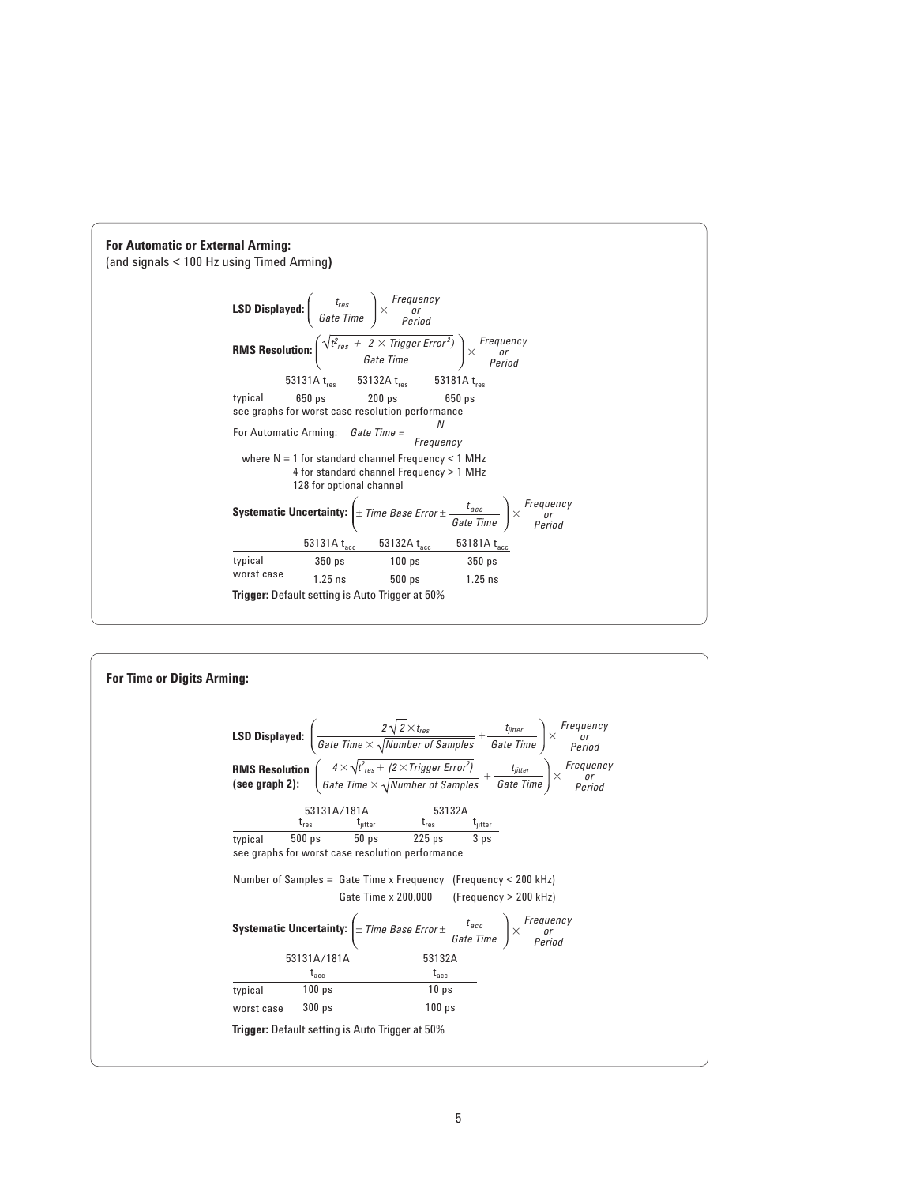**For Automatic or External Arming:**
(and signals < 100 Hz using Timed Arming)

**LSD Displayed:** $\left(\frac{t_{res}}{Gate\ Time}\right) \times$ *Frequency or Period*

**RMS Resolution:** $\left(\frac{\sqrt{t_{res}^2 + 2 \times Trigger\ Error^2)}}{Gate\ Time}\right) \times$ *Frequency or Period*

| | 53131A $t_{res}$ | 53132A $t_{res}$ | 53181A $t_{res}$ |
|---|---|---|---|
| typical | 650 ps | 200 ps | 650 ps |

see graphs for worst case resolution performance

For Automatic Arming: $Gate\ Time = \frac{N}{Frequency}$

where N = 1 for standard channel Frequency < 1 MHz
4 for standard channel Frequency > 1 MHz
128 for optional channel

**Systematic Uncertainty:** $\left(\pm\ Time\ Base\ Error \pm \frac{t_{acc}}{Gate\ Time}\right) \times$ *Frequency or Period*

| | 53131A $t_{acc}$ | 53132A $t_{acc}$ | 53181A $t_{acc}$ |
|---|---|---|---|
| typical | 350 ps | 100 ps | 350 ps |
| worst case | 1.25 ns | 500 ps | 1.25 ns |

**Trigger:** Default setting is Auto Trigger at 50%

**For Time or Digits Arming:**

**LSD Displayed:** $\left(\frac{2\sqrt{2} \times t_{res}}{Gate\ Time \times \sqrt{Number\ of\ Samples}} + \frac{t_{jitter}}{Gate\ Time}\right) \times$ *Frequency or Period*

**RMS Resolution (see graph 2):** $\left(\frac{4 \times \sqrt{t_{res}^2 + (2 \times Trigger\ Error^2)}}{Gate\ Time \times \sqrt{Number\ of\ Samples}} + \frac{t_{jitter}}{Gate\ Time}\right) \times$ *Frequency or Period*

| | 53131A/181A | | 53132A | |
|---|---|---|---|---|
| | $t_{res}$ | $t_{jitter}$ | $t_{res}$ | $t_{jitter}$ |
| typical | 500 ps | 50 ps | 225 ps | 3 ps |

see graphs for worst case resolution performance

Number of Samples = Gate Time x Frequency (Frequency < 200 kHz)
Gate Time x 200,000 (Frequency > 200 kHz)

**Systematic Uncertainty:** $\left(\pm\ Time\ Base\ Error \pm \frac{t_{acc}}{Gate\ Time}\right) \times$ *Frequency or Period*

| | 53131A/181A $t_{acc}$ | 53132A $t_{acc}$ |
|---|---|---|
| typical | 100 ps | 10 ps |
| worst case | 300 ps | 100 ps |

**Trigger:** Default setting is Auto Trigger at 50%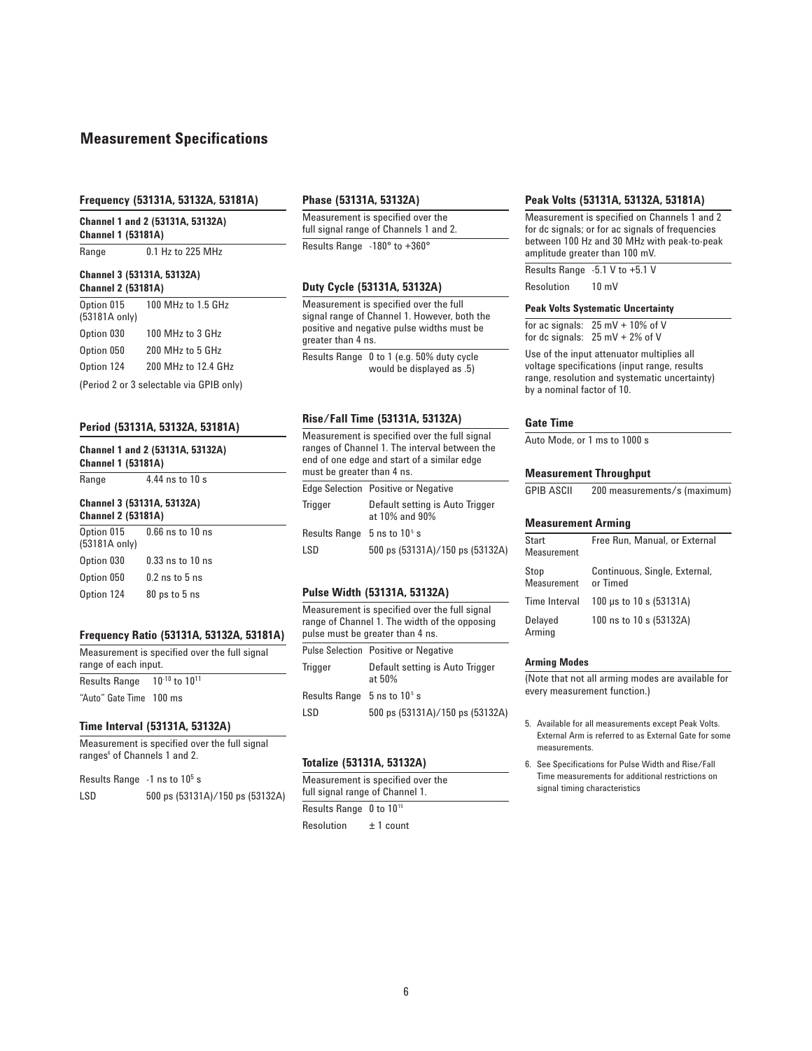## Measurement Specifications

### Frequency (53131A, 53132A, 53181A)

**Channel 1 and 2 (53131A, 53132A)**
**Channel 1 (53181A)**

| Range | 0.1 Hz to 225 MHz |
|---|---|

**Channel 3 (53131A, 53132A)**
**Channel 2 (53181A)**

| | |
|---|---|
| Option 015 (53181A only) | 100 MHz to 1.5 GHz |
| Option 030 | 100 MHz to 3 GHz |
| Option 050 | 200 MHz to 5 GHz |
| Option 124 | 200 MHz to 12.4 GHz |

(Period 2 or 3 selectable via GPIB only)

### Period (53131A, 53132A, 53181A)

**Channel 1 and 2 (53131A, 53132A)**
**Channel 1 (53181A)**

| Range | 4.44 ns to 10 s |
|---|---|

**Channel 3 (53131A, 53132A)**
**Channel 2 (53181A)**

| | |
|---|---|
| Option 015 (53181A only) | 0.66 ns to 10 ns |
| Option 030 | 0.33 ns to 10 ns |
| Option 050 | 0.2 ns to 5 ns |
| Option 124 | 80 ps to 5 ns |

### Frequency Ratio (53131A, 53132A, 53181A)

Measurement is specified over the full signal range of each input.

| | |
|---|---|
| Results Range | $10^{-10}$ to $10^{11}$ |
| "Auto" Gate Time | 100 ms |

### Time Interval (53131A, 53132A)

Measurement is specified over the full signal ranges[6] of Channels 1 and 2.

| | |
|---|---|
| Results Range | -1 ns to $10^5$ s |
| LSD | 500 ps (53131A)/150 ps (53132A) |

### Phase (53131A, 53132A)

Measurement is specified over the full signal range of Channels 1 and 2.

| Results Range | -180° to +360° |
|---|---|

### Duty Cycle (53131A, 53132A)

Measurement is specified over the full signal range of Channel 1. However, both the positive and negative pulse widths must be greater than 4 ns.

| Results Range | 0 to 1 (e.g. 50% duty cycle would be displayed as .5) |
|---|---|

### Rise/Fall Time (53131A, 53132A)

Measurement is specified over the full signal ranges of Channel 1. The interval between the end of one edge and start of a similar edge must be greater than 4 ns.

| | |
|---|---|
| Edge Selection | Positive or Negative |
| Trigger | Default setting is Auto Trigger at 10% and 90% |
| Results Range | 5 ns to $10^5$ s |
| LSD | 500 ps (53131A)/150 ps (53132A) |

### Pulse Width (53131A, 53132A)

Measurement is specified over the full signal range of Channel 1. The width of the opposing pulse must be greater than 4 ns.

| | |
|---|---|
| Pulse Selection | Positive or Negative |
| Trigger | Default setting is Auto Trigger at 50% |
| Results Range | 5 ns to $10^5$ s |
| LSD | 500 ps (53131A)/150 ps (53132A) |

### Totalize (53131A, 53132A)

Measurement is specified over the full signal range of Channel 1.

| | |
|---|---|
| Results Range | 0 to $10^{15}$ |
| Resolution | ± 1 count |

### Peak Volts (53131A, 53132A, 53181A)

Measurement is specified on Channels 1 and 2 for dc signals; or for ac signals of frequencies between 100 Hz and 30 MHz with peak-to-peak amplitude greater than 100 mV.

| | |
|---|---|
| Results Range | -5.1 V to +5.1 V |
| Resolution | 10 mV |

**Peak Volts Systematic Uncertainty**

for ac signals: 25 mV + 10% of V
for dc signals: 25 mV + 2% of V

Use of the input attenuator multiplies all voltage specifications (input range, results range, resolution and systematic uncertainty) by a nominal factor of 10.

### Gate Time

Auto Mode, or 1 ms to 1000 s

### Measurement Throughput

| GPIB ASCII | 200 measurements/s (maximum) |
|---|---|

### Measurement Arming

| | |
|---|---|
| Start Measurement | Free Run, Manual, or External |
| Stop Measurement | Continuous, Single, External, or Timed |
| Time Interval | 100 µs to 10 s (53131A) |
| Delayed Arming | 100 ns to 10 s (53132A) |

**Arming Modes**

(Note that not all arming modes are available for every measurement function.)

5. Available for all measurements except Peak Volts. External Arm is referred to as External Gate for some measurements.
6. See Specifications for Pulse Width and Rise/Fall Time measurements for additional restrictions on signal timing characteristics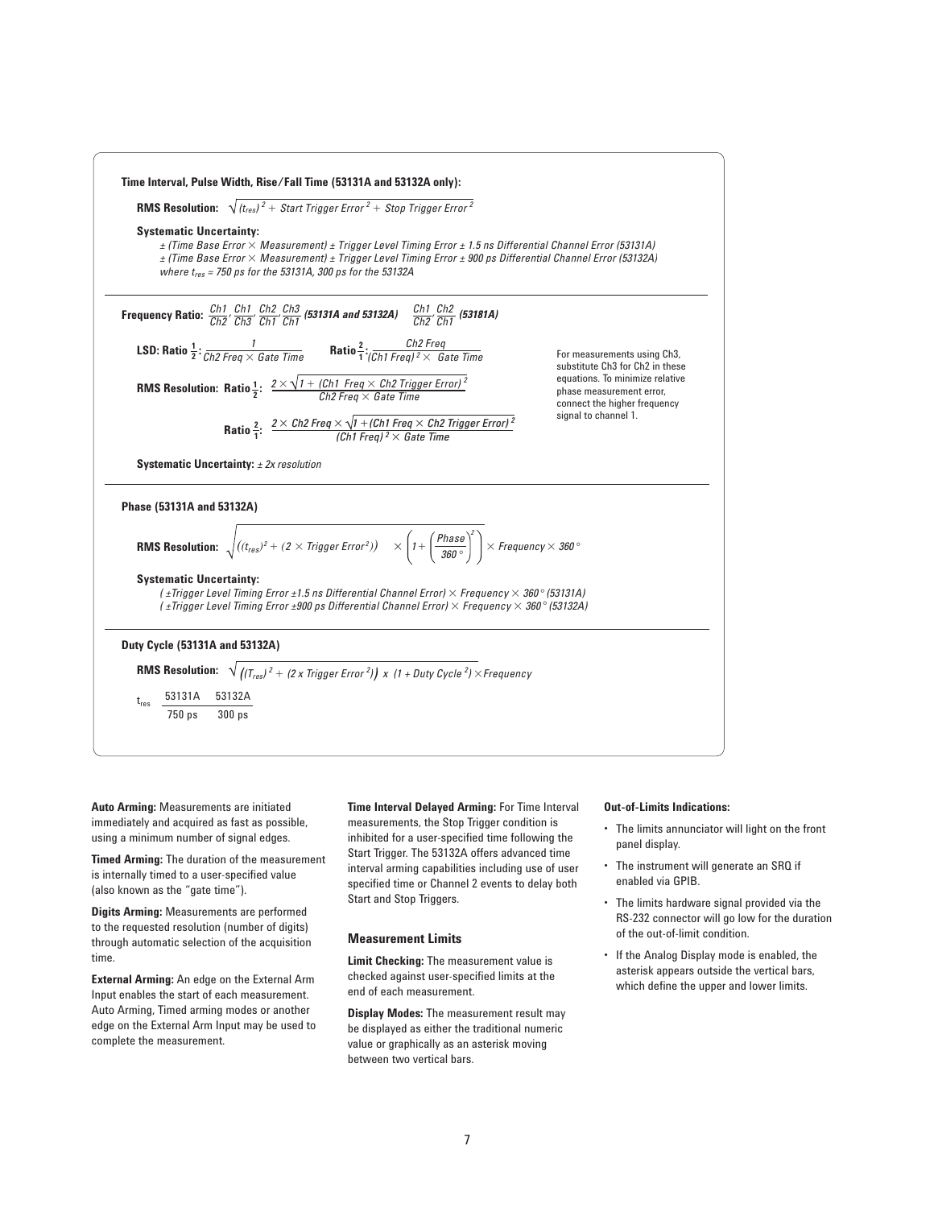**Time Interval, Pulse Width, Rise/Fall Time (53131A and 53132A only):**

**RMS Resolution:** $\sqrt{(t_{res})^2 + \text{Start Trigger Error}^2 + \text{Stop Trigger Error}^2}$

**Systematic Uncertainty:**

*± (Time Base Error × Measurement) ± Trigger Level Timing Error ± 1.5 ns Differential Channel Error (53131A)*
*± (Time Base Error × Measurement) ± Trigger Level Timing Error ± 900 ps Differential Channel Error (53132A)*
*where $t_{res}$ = 750 ps for the 53131A, 300 ps for the 53132A*

---

**Frequency Ratio:** $\frac{Ch1}{Ch2}, \frac{Ch1}{Ch3}, \frac{Ch2}{Ch1}, \frac{Ch3}{Ch1}$ ***(53131A and 53132A)*** $\frac{Ch1}{Ch2}, \frac{Ch2}{Ch1}$ ***(53181A)***

**LSD: Ratio $\frac{1}{2}$:** $\frac{1}{\text{Ch2 Freq} \times \text{Gate Time}}$ **Ratio $\frac{2}{1}$:** $\frac{\text{Ch2 Freq}}{(\text{Ch1 Freq})^2 \times \text{Gate Time}}$

**RMS Resolution: Ratio $\frac{1}{2}$:** $\frac{2 \times \sqrt{1 + (\text{Ch1 Freq} \times \text{Ch2 Trigger Error})^2}}{\text{Ch2 Freq} \times \text{Gate Time}}$

**Ratio $\frac{2}{1}$:** $\frac{2 \times \text{Ch2 Freq} \times \sqrt{1 + (\text{Ch1 Freq} \times \text{Ch2 Trigger Error})^2}}{(\text{Ch1 Freq})^2 \times \text{Gate Time}}$

For measurements using Ch3, substitute Ch3 for Ch2 in these equations. To minimize relative phase measurement error, connect the higher frequency signal to channel 1.

**Systematic Uncertainty:** *± 2x resolution*

---

**Phase (53131A and 53132A)**

**RMS Resolution:** $\sqrt{((t_{res})^2 + (2 \times \text{Trigger Error}^2)) \times \left(1 + \left(\frac{\text{Phase}}{360°}\right)^2\right)} \times \text{Frequency} \times 360°$

**Systematic Uncertainty:**

*( ±Trigger Level Timing Error ±1.5 ns Differential Channel Error) × Frequency × 360° (53131A)*
*( ±Trigger Level Timing Error ±900 ps Differential Channel Error) × Frequency × 360° (53132A)*

---

**Duty Cycle (53131A and 53132A)**

**RMS Resolution:** $\sqrt{((T_{res})^2 + (2 \text{ x Trigger Error}^2)) \text{ x } (1 + \text{Duty Cycle}^2)} \times \text{Frequency}$

| $t_{res}$ | 53131A | 53132A |
|---|---|---|
| | 750 ps | 300 ps |

**Auto Arming:** Measurements are initiated immediately and acquired as fast as possible, using a minimum number of signal edges.

**Timed Arming:** The duration of the measurement is internally timed to a user-specified value (also known as the "gate time").

**Digits Arming:** Measurements are performed to the requested resolution (number of digits) through automatic selection of the acquisition time.

**External Arming:** An edge on the External Arm Input enables the start of each measurement. Auto Arming, Timed arming modes or another edge on the External Arm Input may be used to complete the measurement.

**Time Interval Delayed Arming:** For Time Interval measurements, the Stop Trigger condition is inhibited for a user-specified time following the Start Trigger. The 53132A offers advanced time interval arming capabilities including use of user specified time or Channel 2 events to delay both Start and Stop Triggers.

### Measurement Limits

**Limit Checking:** The measurement value is checked against user-specified limits at the end of each measurement.

**Display Modes:** The measurement result may be displayed as either the traditional numeric value or graphically as an asterisk moving between two vertical bars.

**Out-of-Limits Indications:**

- The limits annunciator will light on the front panel display.
- The instrument will generate an SRQ if enabled via GPIB.
- The limits hardware signal provided via the RS-232 connector will go low for the duration of the out-of-limit condition.
- If the Analog Display mode is enabled, the asterisk appears outside the vertical bars, which define the upper and lower limits.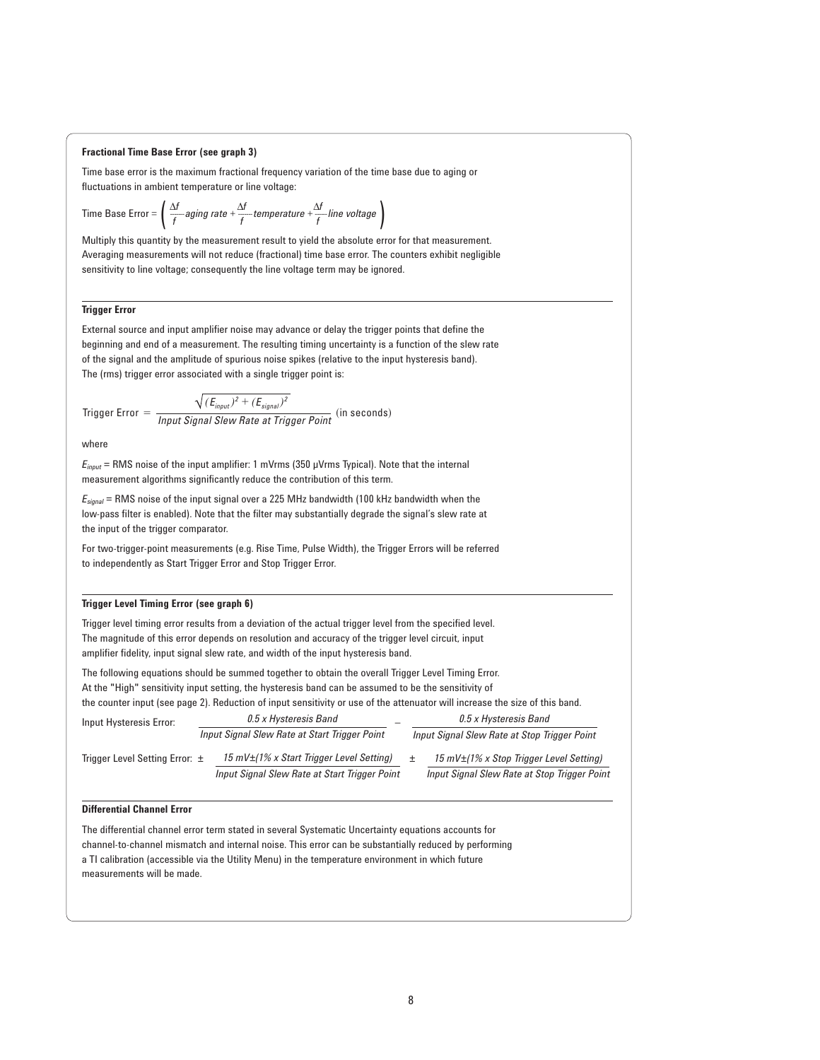**Fractional Time Base Error (see graph 3)**

Time base error is the maximum fractional frequency variation of the time base due to aging or fluctuations in ambient temperature or line voltage:

$$\text{Time Base Error} = \left( \frac{\Delta f}{f}\textit{aging rate} + \frac{\Delta f}{f}\textit{temperature} + \frac{\Delta f}{f}\textit{line voltage} \right)$$

Multiply this quantity by the measurement result to yield the absolute error for that measurement. Averaging measurements will not reduce (fractional) time base error. The counters exhibit negligible sensitivity to line voltage; consequently the line voltage term may be ignored.

**Trigger Error**

External source and input amplifier noise may advance or delay the trigger points that define the beginning and end of a measurement. The resulting timing uncertainty is a function of the slew rate of the signal and the amplitude of spurious noise spikes (relative to the input hysteresis band). The (rms) trigger error associated with a single trigger point is:

$$\text{Trigger Error} = \frac{\sqrt{(E_{input})^2 + (E_{signal})^2}}{\textit{Input Signal Slew Rate at Trigger Point}} \text{ (in seconds)}$$

where

$E_{input}$ = RMS noise of the input amplifier: 1 mVrms (350 μVrms Typical). Note that the internal measurement algorithms significantly reduce the contribution of this term.

$E_{signal}$ = RMS noise of the input signal over a 225 MHz bandwidth (100 kHz bandwidth when the low-pass filter is enabled). Note that the filter may substantially degrade the signal's slew rate at the input of the trigger comparator.

For two-trigger-point measurements (e.g. Rise Time, Pulse Width), the Trigger Errors will be referred to independently as Start Trigger Error and Stop Trigger Error.

**Trigger Level Timing Error (see graph 6)**

Trigger level timing error results from a deviation of the actual trigger level from the specified level. The magnitude of this error depends on resolution and accuracy of the trigger level circuit, input amplifier fidelity, input signal slew rate, and width of the input hysteresis band.

The following equations should be summed together to obtain the overall Trigger Level Timing Error. At the "High" sensitivity input setting, the hysteresis band can be assumed to be the sensitivity of the counter input (see page 2). Reduction of input sensitivity or use of the attenuator will increase the size of this band.

Input Hysteresis Error:

$$\frac{0.5 \times \textit{Hysteresis Band}}{\textit{Input Signal Slew Rate at Start Trigger Point}} - \frac{0.5 \times \textit{Hysteresis Band}}{\textit{Input Signal Slew Rate at Stop Trigger Point}}$$

Trigger Level Setting Error:

$$\pm \frac{15\text{ mV} \pm (1\% \times \textit{Start Trigger Level Setting})}{\textit{Input Signal Slew Rate at Start Trigger Point}} \pm \frac{15\text{ mV} \pm (1\% \times \textit{Stop Trigger Level Setting})}{\textit{Input Signal Slew Rate at Stop Trigger Point}}$$

**Differential Channel Error**

The differential channel error term stated in several Systematic Uncertainty equations accounts for channel-to-channel mismatch and internal noise. This error can be substantially reduced by performing a TI calibration (accessible via the Utility Menu) in the temperature environment in which future measurements will be made.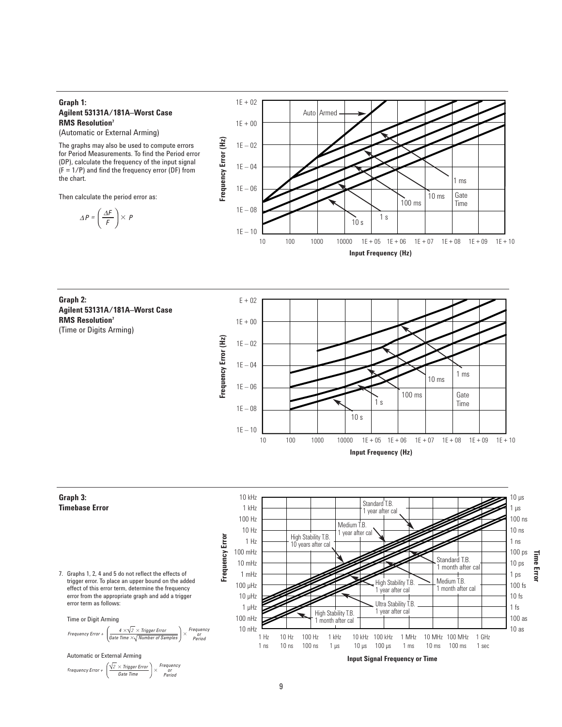**Graph 1:**
**Agilent 53131A/181A–Worst Case RMS Resolution**[7]
(Automatic or External Arming)

The graphs may also be used to compute errors for Period Measurements. To find the Period error (DP), calculate the frequency of the input signal (F = 1/P) and find the frequency error (DF) from the chart.

Then calculate the period error as:

$$\Delta P = \left(\frac{\Delta F}{F}\right) \times P$$

**Graph 2:**
**Agilent 53131A/181A–Worst Case RMS Resolution**[7]
(Time or Digits Arming)

**Graph 3:**
**Timebase Error**

7. Graphs 1, 2, 4 and 5 do not reflect the effects of trigger error. To place an upper bound on the added effect of this error term, determine the frequency error from the appropriate graph and add a trigger error term as follows:

Time or Digit Arming

$$\text{Frequency Error} + \left(\frac{4 \times \sqrt{2} \times \text{Trigger Error}}{\text{Gate Time} \times \sqrt{\text{Number of Samples}}}\right) \times \begin{matrix}\text{Frequency}\\ \text{or}\\ \text{Period}\end{matrix}$$

Automatic or External Arming

$$\text{Frequency Error} + \left(\frac{\sqrt{2} \times \text{Trigger Error}}{\text{Gate Time}}\right) \times \begin{matrix}\text{Frequency}\\ \text{or}\\ \text{Period}\end{matrix}$$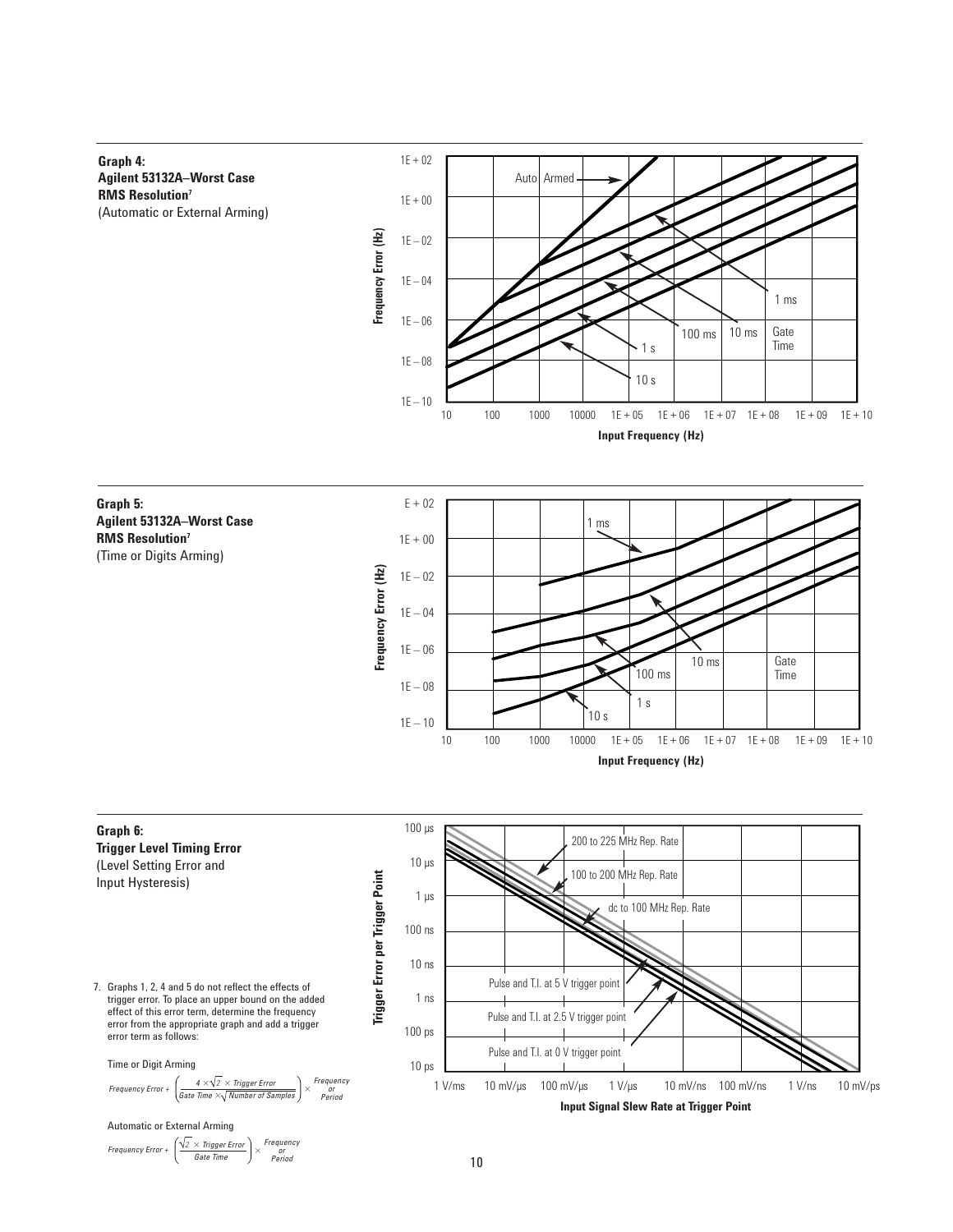**Graph 4:**
**Agilent 53132A–Worst Case RMS Resolution**[7]
(Automatic or External Arming)

**Graph 5:**
**Agilent 53132A–Worst Case RMS Resolution**[7]
(Time or Digits Arming)

**Graph 6:**
**Trigger Level Timing Error**
(Level Setting Error and Input Hysteresis)

7. Graphs 1, 2, 4 and 5 do not reflect the effects of trigger error. To place an upper bound on the added effect of this error term, determine the frequency error from the appropriate graph and add a trigger error term as follows:

Time or Digit Arming

$$\text{Frequency Error} + \left( \frac{4 \times \sqrt{2} \times \text{Trigger Error}}{\text{Gate Time} \times \sqrt{\text{Number of Samples}}} \right) \times \begin{matrix} \text{Frequency} \\ \text{or} \\ \text{Period} \end{matrix}$$

Automatic or External Arming

$$\text{Frequency Error} + \left( \frac{\sqrt{2} \times \text{Trigger Error}}{\text{Gate Time}} \right) \times \begin{matrix} \text{Frequency} \\ \text{or} \\ \text{Period} \end{matrix}$$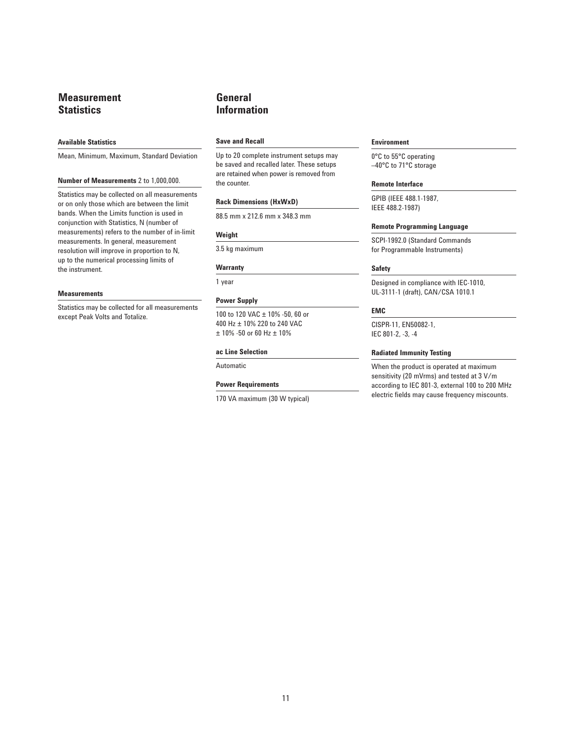## Measurement Statistics

### Available Statistics

Mean, Minimum, Maximum, Standard Deviation

### Number of Measurements 2 to 1,000,000.

Statistics may be collected on all measurements or on only those which are between the limit bands. When the Limits function is used in conjunction with Statistics, N (number of measurements) refers to the number of in-limit measurements. In general, measurement resolution will improve in proportion to N, up to the numerical processing limits of the instrument.

### Measurements

Statistics may be collected for all measurements except Peak Volts and Totalize.

## General Information

### Save and Recall

Up to 20 complete instrument setups may be saved and recalled later. These setups are retained when power is removed from the counter.

### Rack Dimensions (HxWxD)

88.5 mm x 212.6 mm x 348.3 mm

### Weight

3.5 kg maximum

### Warranty

1 year

### Power Supply

100 to 120 VAC ± 10% -50, 60 or 400 Hz ± 10% 220 to 240 VAC ± 10% -50 or 60 Hz ± 10%

### ac Line Selection

Automatic

### Power Requirements

170 VA maximum (30 W typical)

### Environment

0°C to 55°C operating
–40°C to 71°C storage

### Remote Interface

GPIB (IEEE 488.1-1987, IEEE 488.2-1987)

### Remote Programming Language

SCPI-1992.0 (Standard Commands for Programmable Instruments)

### Safety

Designed in compliance with IEC-1010, UL-3111-1 (draft), CAN/CSA 1010.1

### EMC

CISPR-11, EN50082-1, IEC 801-2, -3, -4

### Radiated Immunity Testing

When the product is operated at maximum sensitivity (20 mVrms) and tested at 3 V/m according to IEC 801-3, external 100 to 200 MHz electric fields may cause frequency miscounts.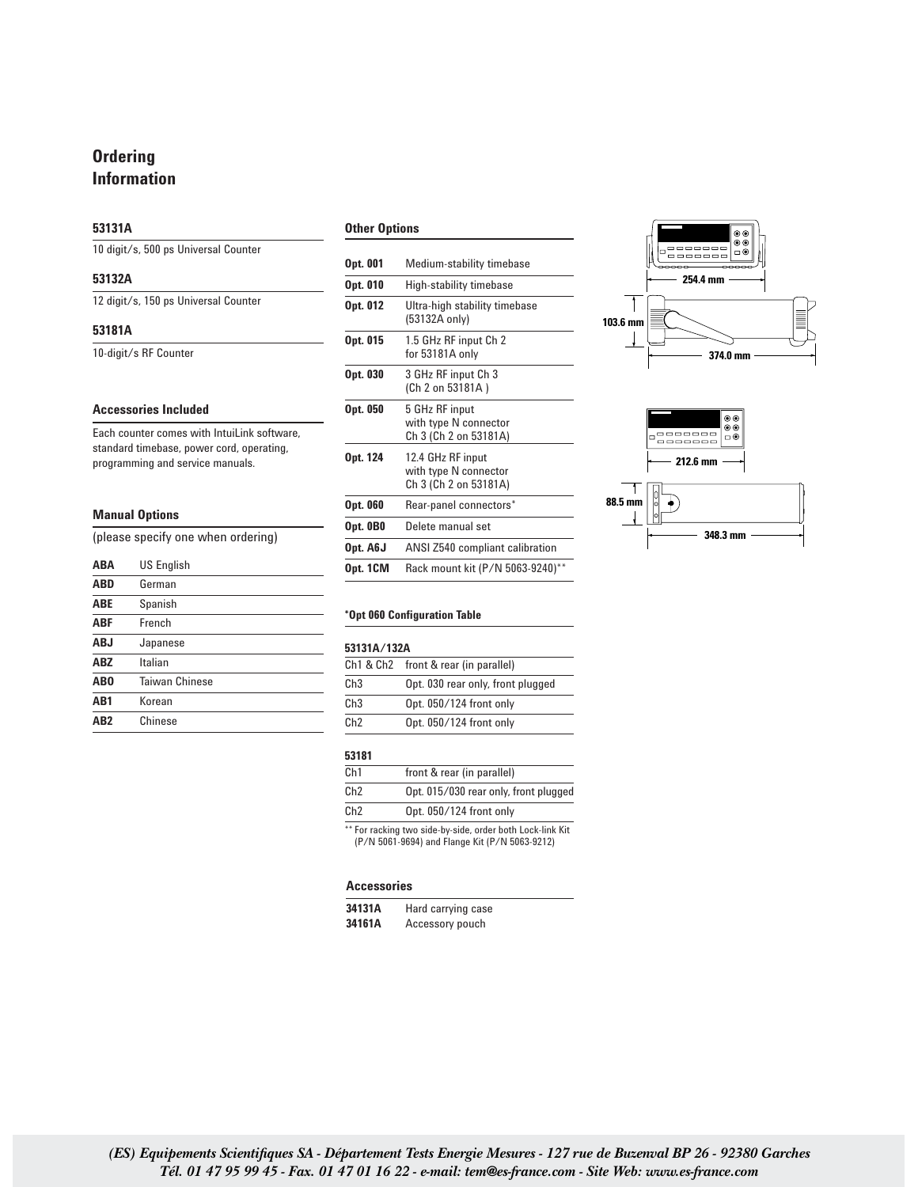# Ordering Information

### 53131A

10 digit/s, 500 ps Universal Counter

### 53132A

12 digit/s, 150 ps Universal Counter

### 53181A

10-digit/s RF Counter

### Accessories Included

Each counter comes with IntuiLink software, standard timebase, power cord, operating, programming and service manuals.

### Manual Options

(please specify one when ordering)

| | |
|---|---|
| **ABA** | US English |
| **ABD** | German |
| **ABE** | Spanish |
| **ABF** | French |
| **ABJ** | Japanese |
| **ABZ** | Italian |
| **AB0** | Taiwan Chinese |
| **AB1** | Korean |
| **AB2** | Chinese |

### Other Options

| | |
|---|---|
| **Opt. 001** | Medium-stability timebase |
| **Opt. 010** | High-stability timebase |
| **Opt. 012** | Ultra-high stability timebase (53132A only) |
| **Opt. 015** | 1.5 GHz RF input Ch 2 for 53181A only |
| **Opt. 030** | 3 GHz RF input Ch 3 (Ch 2 on 53181A ) |
| **Opt. 050** | 5 GHz RF input with type N connector Ch 3 (Ch 2 on 53181A) |
| **Opt. 124** | 12.4 GHz RF input with type N connector Ch 3 (Ch 2 on 53181A) |
| **Opt. 060** | Rear-panel connectors* |
| **Opt. 0B0** | Delete manual set |
| **Opt. A6J** | ANSI Z540 compliant calibration |
| **Opt. 1CM** | Rack mount kit (P/N 5063-9240)** |

**\*Opt 060 Configuration Table**

**53131A/132A**

| | |
|---|---|
| Ch1 & Ch2 | front & rear (in parallel) |
| Ch3 | Opt. 030 rear only, front plugged |
| Ch3 | Opt. 050/124 front only |
| Ch2 | Opt. 050/124 front only |

**53181**

| | |
|---|---|
| Ch1 | front & rear (in parallel) |
| Ch2 | Opt. 015/030 rear only, front plugged |
| Ch2 | Opt. 050/124 front only |

** For racking two side-by-side, order both Lock-link Kit (P/N 5061-9694) and Flange Kit (P/N 5063-9212)

### Accessories

| | |
|---|---|
| **34131A** | Hard carrying case |
| **34161A** | Accessory pouch |

254.4 mm

103.6 mm

374.0 mm

212.6 mm

88.5 mm

348.3 mm

*(ES) Equipements Scientifiques SA - Département Tests Energie Mesures - 127 rue de Buzenval BP 26 - 92380 Garches*
*Tél. 01 47 95 99 45 - Fax. 01 47 01 16 22 - e-mail: tem@es-france.com - Site Web: www.es-france.com*